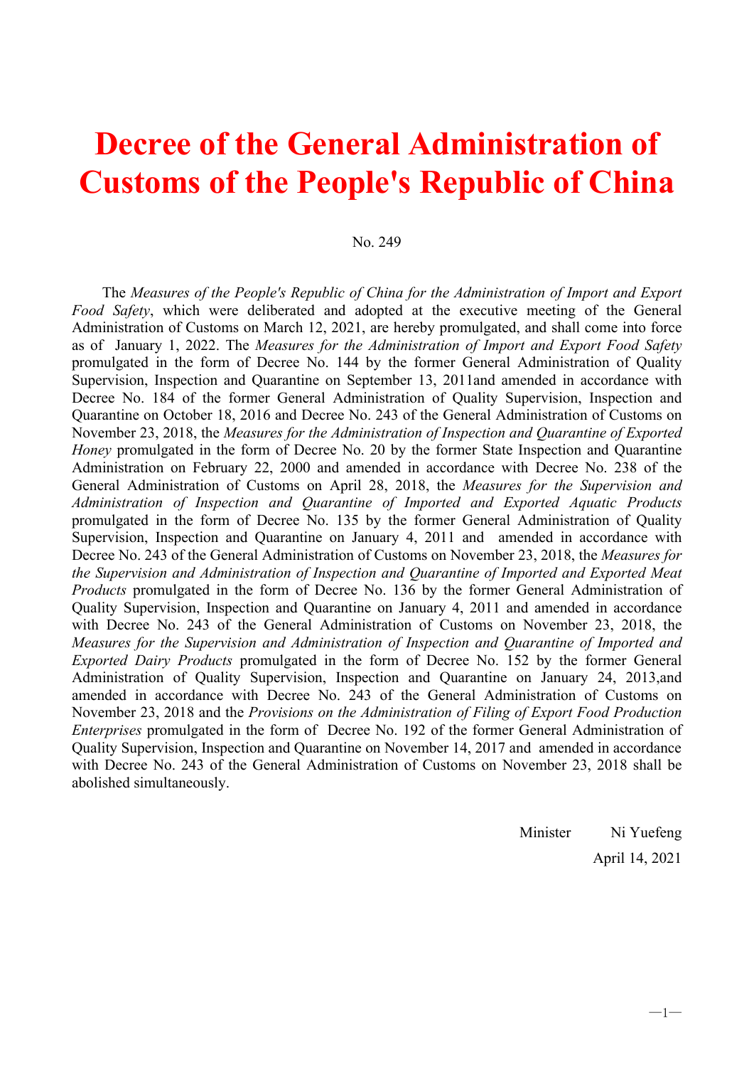# Decree of the General Administration of Customs of the People's Republic of China

No. 249

The *Measures of the People's Republic of China for the Administration of Import and Export Food Safety*, which were deliberated and adopted at the executive meeting of the General Administration of Customs on March 12, 2021, are hereby promulgated, and shall come into force as of January 1, 2022. The *Measures for the Administration of Import and Export Food Safety* promulgated in the form of Decree No. 144 by the former General Administration of Quality Supervision, Inspection and Quarantine on September 13, 2011and amended in accordance with Decree No. 184 of the former General Administration of Quality Supervision, Inspection and Quarantine on October 18, 2016 and Decree No. 243 of the General Administration of Customs on November 23, 2018, the *Measures for the Administration of Inspection and Quarantine of Exported Honey* promulgated in the form of Decree No. 20 by the former State Inspection and Quarantine Administration on February 22, 2000 and amended in accordance with Decree No. 238 of the General Administration of Customs on April 28, 2018, the *Measures for the Supervision and Administration of Inspection and Quarantine of Imported and Exported Aquatic Products* promulgated in the form of Decree No. 135 by the former General Administration of Quality Supervision, Inspection and Quarantine on January 4, 2011 and amended in accordance with Decree No. 243 of the General Administration of Customs on November 23, 2018, the *Measures for the Supervision and Administration of Inspection and Quarantine of Imported and Exported Meat Products* promulgated in the form of Decree No. 136 by the former General Administration of Quality Supervision, Inspection and Quarantine on January 4, 2011 and amended in accordance with Decree No. 243 of the General Administration of Customs on November 23, 2018, the *Measures for the Supervision and Administration of Inspection and Quarantine of Imported and Exported Dairy Products* promulgated in the form of Decree No. 152 by the former General Administration of Quality Supervision, Inspection and Quarantine on January 24, 2013,and amended in accordance with Decree No. 243 of the General Administration of Customs on November 23, 2018 and the *Provisions on the Administration of Filing of Export Food Production Enterprises* promulgated in the form of Decree No. 192 of the former General Administration of Quality Supervision, Inspection and Quarantine on November 14, 2017 and amended in accordance with Decree No. 243 of the General Administration of Customs on November 23, 2018 shall be abolished simultaneously.

Minister Ni Yuefeng

April 14, 2021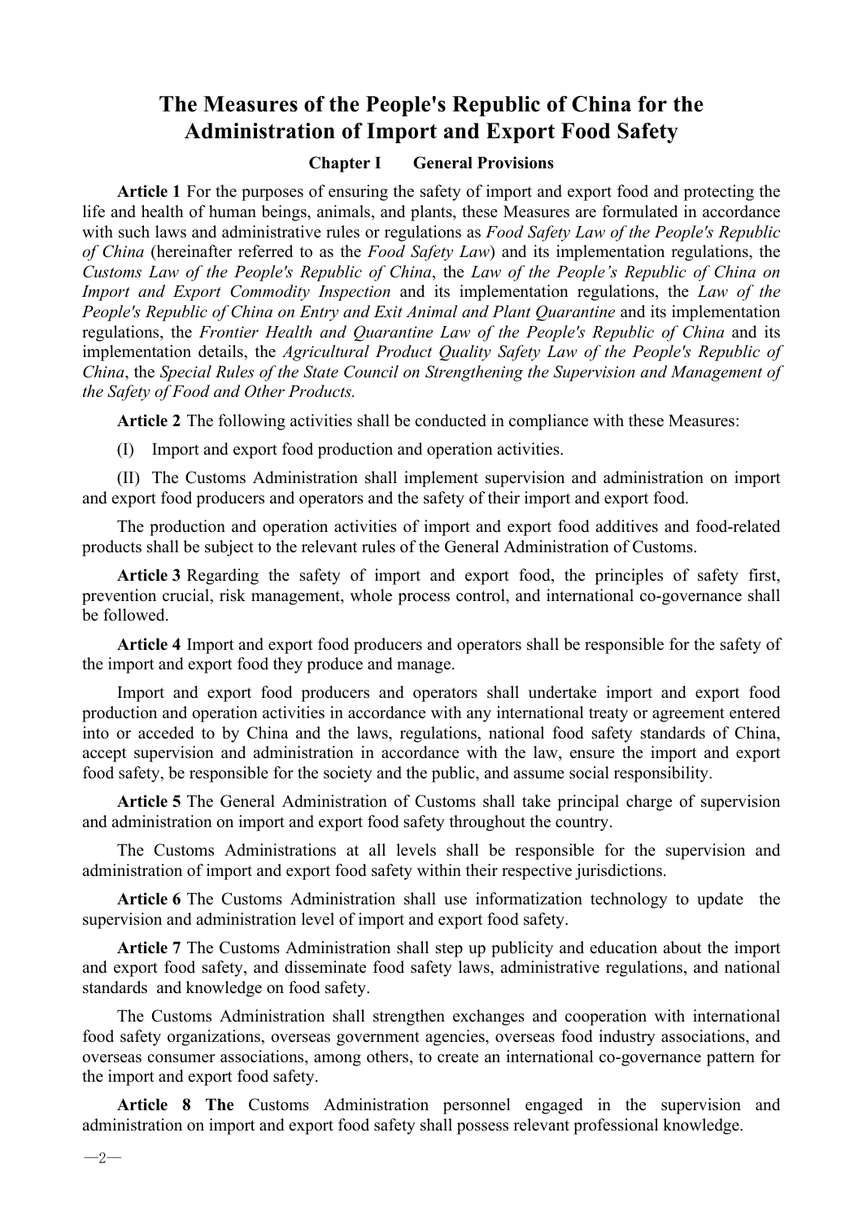# The Measures of the People's Republic of China for the Administration of Import and Export Food Safety

## Chapter I General Provisions

**Article 1** For the purposes of ensuring the safety of import and export food and protecting the life and health of human beings, animals, and plants, these Measures are formulated in accordance with such laws and administrative rules or regulations as *Food Safety Law of the People's Republic of China* (hereinafter referred to as the *Food Safety Law*) and its implementation regulations, the *Customs Law of the People's Republic of China*, the *Law of the People's Republic of China on Import and Export Commodity Inspection* and its implementation regulations, the *Law of the People's Republic of China on Entry and Exit Animal and Plant Quarantine* and its implementation regulations, the *Frontier Health and Quarantine Law of the People's Republic of China* and its implementation details, the *Agricultural Product Quality Safety Law of the People's Republic of China*, the *Special Rules of the State Council on Strengthening the Supervision and Management of the Safety of Food and Other Products.*

**Article 2** The following activities shall be conducted in compliance with these Measures:

(I) Import and export food production and operation activities.

(II) The Customs Administration shall implement supervision and administration on import and export food producers and operators and the safety of their import and export food.

The production and operation activities of import and export food additives and food-related products shall be subject to the relevant rules of the General Administration of Customs.

**Article 3** Regarding the safety of import and export food, the principles of safety first, prevention crucial, risk management, whole process control, and international co-governance shall be followed.

**Article 4** Import and export food producers and operators shall be responsible for the safety of the import and export food they produce and manage.

Import and export food producers and operators shall undertake import and export food production and operation activities in accordance with any international treaty or agreement entered into or acceded to by China and the laws, regulations, national food safety standards of China, accept supervision and administration in accordance with the law, ensure the import and export food safety, be responsible for the society and the public, and assume social responsibility.

**Article 5** The General Administration of Customs shall take principal charge of supervision and administration on import and export food safety throughout the country.

The Customs Administrations at all levels shall be responsible for the supervision and administration of import and export food safety within their respective jurisdictions.

**Article 6** The Customs Administration shall use informatization technology to update the supervision and administration level of import and export food safety.

**Article 7** The Customs Administration shall step up publicity and education about the import and export food safety, and disseminate food safety laws, administrative regulations, and national standards and knowledge on food safety.

The Customs Administration shall strengthen exchanges and cooperation with international food safety organizations, overseas government agencies, overseas food industry associations, and overseas consumer associations, among others, to create an international co-governance pattern for the import and export food safety.

**Article 8 The** Customs Administration personnel engaged in the supervision and administration on import and export food safety shall possess relevant professional knowledge.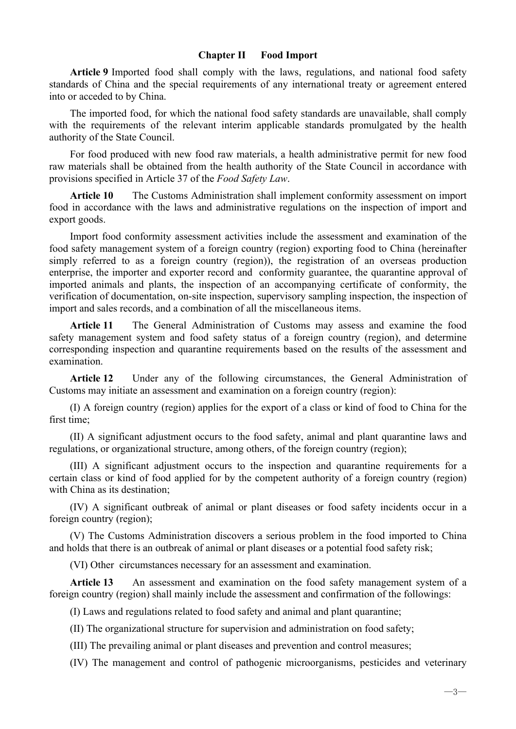## Chapter II Food Import

**Article 9** Imported food shall comply with the laws, regulations, and national food safety standards of China and the special requirements of any international treaty or agreement entered into or acceded to by China.

The imported food, for which the national food safety standards are unavailable, shall comply with the requirements of the relevant interim applicable standards promulgated by the health authority of the State Council.

For food produced with new food raw materials, a health administrative permit for new food raw materials shall be obtained from the health authority of the State Council in accordance with provisions specified in Article 37 of the *Food Safety Law*.

**Article 10** The Customs Administration shall implement conformity assessment on import food in accordance with the laws and administrative regulations on the inspection of import and export goods.

Import food conformity assessment activities include the assessment and examination of the food safety management system of a foreign country (region) exporting food to China (hereinafter simply referred to as a foreign country (region)), the registration of an overseas production enterprise, the importer and exporter record and conformity guarantee, the quarantine approval of imported animals and plants, the inspection of an accompanying certificate of conformity, the verification of documentation, on-site inspection, supervisory sampling inspection, the inspection of import and sales records, and a combination of all the miscellaneous items.

**Article 11** The General Administration of Customs may assess and examine the food safety management system and food safety status of a foreign country (region), and determine corresponding inspection and quarantine requirements based on the results of the assessment and examination.

**Article 12** Under any of the following circumstances, the General Administration of Customs may initiate an assessment and examination on a foreign country (region):

(I) A foreign country (region) applies for the export of a class or kind of food to China for the first time;

(II) A significant adjustment occurs to the food safety, animal and plant quarantine laws and regulations, or organizational structure, among others, of the foreign country (region);

(III) A significant adjustment occurs to the inspection and quarantine requirements for a certain class or kind of food applied for by the competent authority of a foreign country (region) with China as its destination;

(IV) A significant outbreak of animal or plant diseases or food safety incidents occur in a foreign country (region);

(V) The Customs Administration discovers a serious problem in the food imported to China and holds that there is an outbreak of animal or plant diseases or a potential food safety risk;

(VI) Other circumstances necessary for an assessment and examination.

**Article 13** An assessment and examination on the food safety management system of a foreign country (region) shall mainly include the assessment and confirmation of the followings:

(I) Laws and regulations related to food safety and animal and plant quarantine;

(II) The organizational structure for supervision and administration on food safety;

(III) The prevailing animal or plant diseases and prevention and control measures;

(IV) The management and control of pathogenic microorganisms, pesticides and veterinary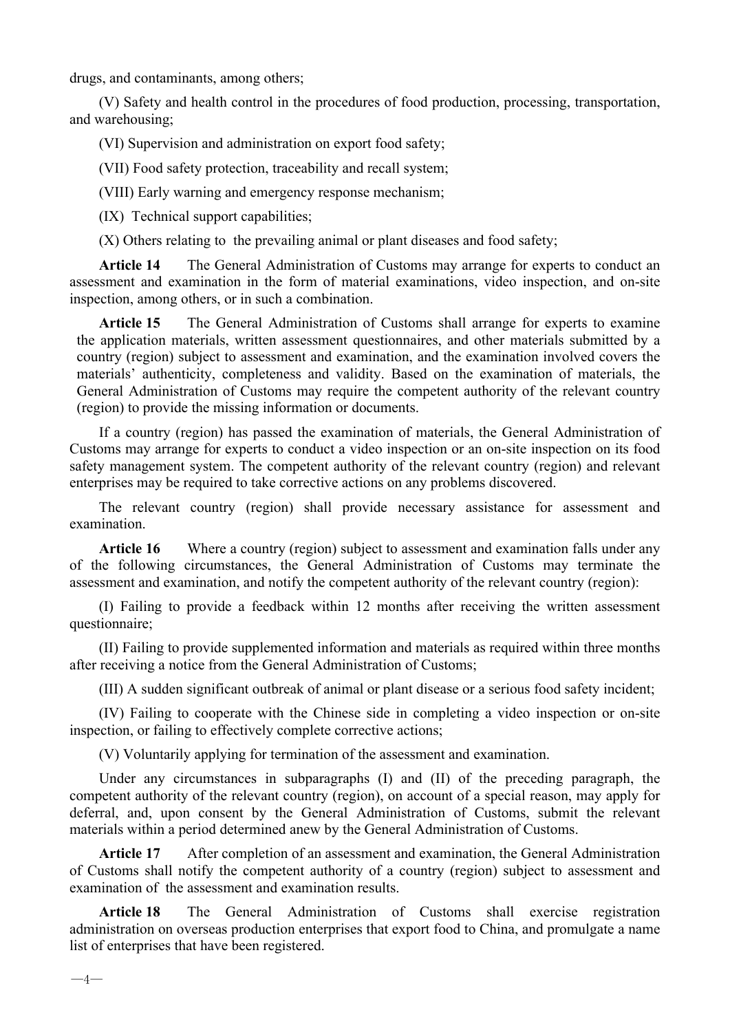drugs, and contaminants, among others;

(V) Safety and health control in the procedures of food production, processing, transportation, and warehousing;

(VI) Supervision and administration on export food safety;

(VII) Food safety protection, traceability and recall system;

(VIII) Early warning and emergency response mechanism;

(IX) Technical support capabilities;

(X) Others relating to the prevailing animal or plant diseases and food safety;

**Article 14** The General Administration of Customs may arrange for experts to conduct an assessment and examination in the form of material examinations, video inspection, and on-site inspection, among others, or in such a combination.

**Article 15** The General Administration of Customs shall arrange for experts to examine the application materials, written assessment questionnaires, and other materials submitted by a country (region) subject to assessment and examination, and the examination involved covers the materials' authenticity, completeness and validity. Based on the examination of materials, the General Administration of Customs may require the competent authority of the relevant country (region) to provide the missing information or documents.

If a country (region) has passed the examination of materials, the General Administration of Customs may arrange for experts to conduct a video inspection or an on-site inspection on its food safety management system. The competent authority of the relevant country (region) and relevant enterprises may be required to take corrective actions on any problems discovered.

The relevant country (region) shall provide necessary assistance for assessment and examination.

**Article 16** Where a country (region) subject to assessment and examination falls under any of the following circumstances, the General Administration of Customs may terminate the assessment and examination, and notify the competent authority of the relevant country (region):

(I) Failing to provide a feedback within 12 months after receiving the written assessment questionnaire;

(II) Failing to provide supplemented information and materials as required within three months after receiving a notice from the General Administration of Customs;

(III) A sudden significant outbreak of animal or plant disease or a serious food safety incident;

(IV) Failing to cooperate with the Chinese side in completing a video inspection or on-site inspection, or failing to effectively complete corrective actions;

(V) Voluntarily applying for termination of the assessment and examination.

Under any circumstances in subparagraphs (I) and (II) of the preceding paragraph, the competent authority of the relevant country (region), on account of a special reason, may apply for deferral, and, upon consent by the General Administration of Customs, submit the relevant materials within a period determined anew by the General Administration of Customs.

**Article 17** After completion of an assessment and examination, the General Administration of Customs shall notify the competent authority of a country (region) subject to assessment and examination of the assessment and examination results.

**Article 18** The General Administration of Customs shall exercise registration administration on overseas production enterprises that export food to China, and promulgate a name list of enterprises that have been registered.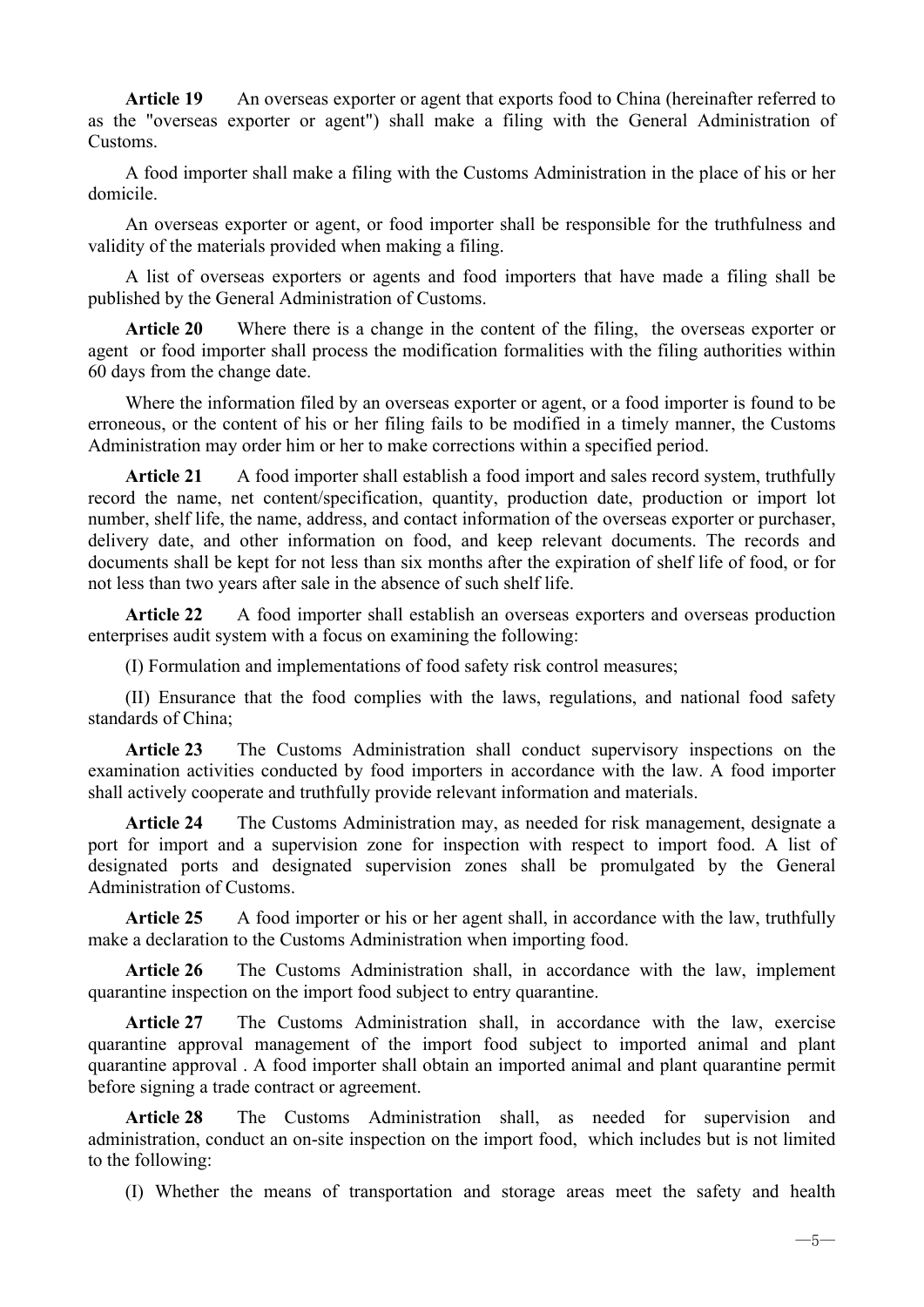**Article 19** An overseas exporter or agent that exports food to China (hereinafter referred to as the "overseas exporter or agent") shall make a filing with the General Administration of Customs.

A food importer shall make a filing with the Customs Administration in the place of his or her domicile.

An overseas exporter or agent, or food importer shall be responsible for the truthfulness and validity of the materials provided when making a filing.

A list of overseas exporters or agents and food importers that have made a filing shall be published by the General Administration of Customs.

**Article 20** Where there is a change in the content of the filing, the overseas exporter or agent or food importer shall process the modification formalities with the filing authorities within 60 days from the change date.

Where the information filed by an overseas exporter or agent, or a food importer is found to be erroneous, or the content of his or her filing fails to be modified in a timely manner, the Customs Administration may order him or her to make corrections within a specified period.

**Article 21** A food importer shall establish a food import and sales record system, truthfully record the name, net content/specification, quantity, production date, production or import lot number, shelf life, the name, address, and contact information of the overseas exporter or purchaser, delivery date, and other information on food, and keep relevant documents. The records and documents shall be kept for not less than six months after the expiration of shelf life of food, or for not less than two years after sale in the absence of such shelf life.

**Article 22** A food importer shall establish an overseas exporters and overseas production enterprises audit system with a focus on examining the following:

(I) Formulation and implementations of food safety risk control measures;

(II) Ensurance that the food complies with the laws, regulations, and national food safety standards of China;

**Article 23** The Customs Administration shall conduct supervisory inspections on the examination activities conducted by food importers in accordance with the law. A food importer shall actively cooperate and truthfully provide relevant information and materials.

**Article 24** The Customs Administration may, as needed for risk management, designate a port for import and a supervision zone for inspection with respect to import food. A list of designated ports and designated supervision zones shall be promulgated by the General Administration of Customs.

**Article 25** A food importer or his or her agent shall, in accordance with the law, truthfully make a declaration to the Customs Administration when importing food.

**Article 26** The Customs Administration shall, in accordance with the law, implement quarantine inspection on the import food subject to entry quarantine.

**Article 27** The Customs Administration shall, in accordance with the law, exercise quarantine approval management of the import food subject to imported animal and plant quarantine approval . A food importer shall obtain an imported animal and plant quarantine permit before signing a trade contract or agreement.

**Article 28** The Customs Administration shall, as needed for supervision and administration, conduct an on-site inspection on the import food, which includes but is not limited to the following:

(I) Whether the means of transportation and storage areas meet the safety and health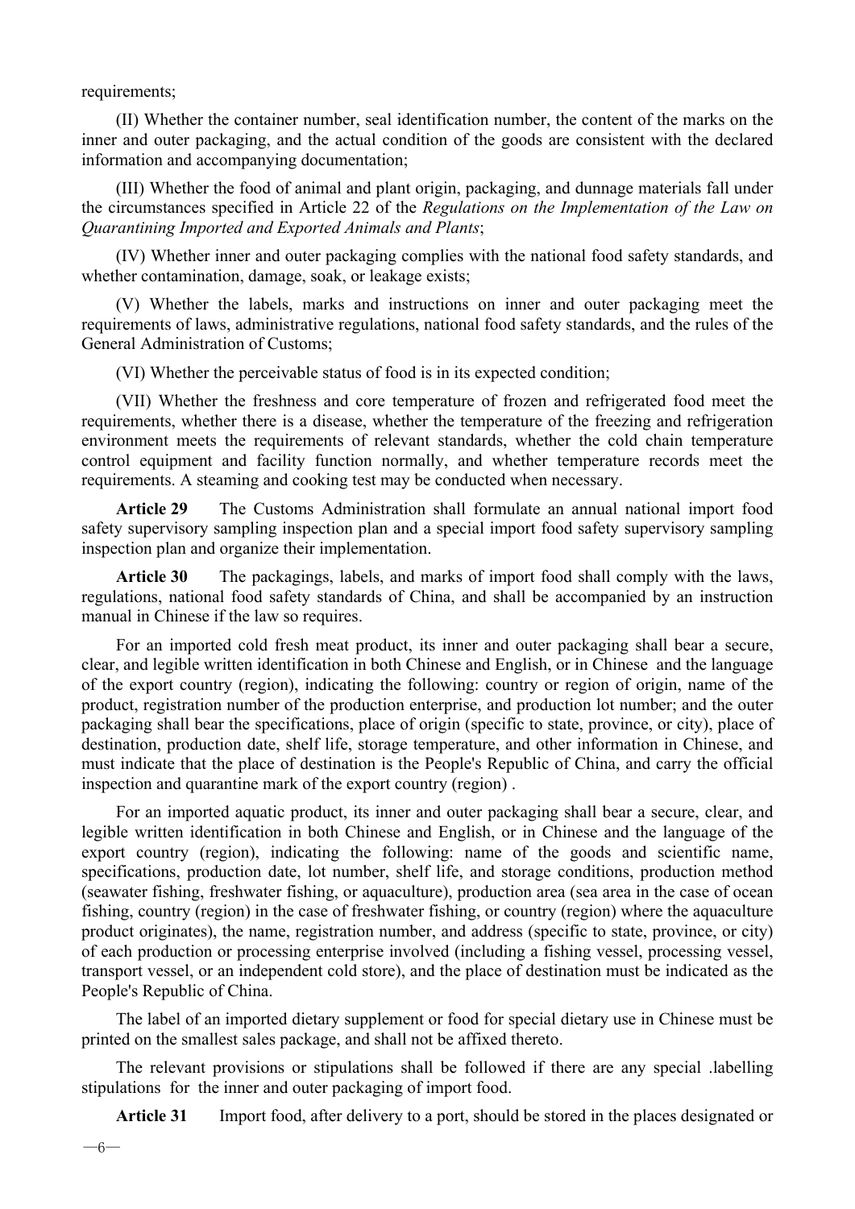requirements;

(II) Whether the container number, seal identification number, the content of the marks on the inner and outer packaging, and the actual condition of the goods are consistent with the declared information and accompanying documentation;

(III) Whether the food of animal and plant origin, packaging, and dunnage materials fall under the circumstances specified in Article 22 of the *Regulations on the Implementation of the Law on Quarantining Imported and Exported Animals and Plants*;

(IV) Whether inner and outer packaging complies with the national food safety standards, and whether contamination, damage, soak, or leakage exists;

(V) Whether the labels, marks and instructions on inner and outer packaging meet the requirements of laws, administrative regulations, national food safety standards, and the rules of the General Administration of Customs;

(VI) Whether the perceivable status of food is in its expected condition;

(VII) Whether the freshness and core temperature of frozen and refrigerated food meet the requirements, whether there is a disease, whether the temperature of the freezing and refrigeration environment meets the requirements of relevant standards, whether the cold chain temperature control equipment and facility function normally, and whether temperature records meet the requirements. A steaming and cooking test may be conducted when necessary.

**Article 29** The Customs Administration shall formulate an annual national import food safety supervisory sampling inspection plan and a special import food safety supervisory sampling inspection plan and organize their implementation.

**Article 30** The packagings, labels, and marks of import food shall comply with the laws, regulations, national food safety standards of China, and shall be accompanied by an instruction manual in Chinese if the law so requires.

For an imported cold fresh meat product, its inner and outer packaging shall bear a secure, clear, and legible written identification in both Chinese and English, or in Chinese and the language of the export country (region), indicating the following: country or region of origin, name of the product, registration number of the production enterprise, and production lot number; and the outer packaging shall bear the specifications, place of origin (specific to state, province, or city), place of destination, production date, shelf life, storage temperature, and other information in Chinese, and must indicate that the place of destination is the People's Republic of China, and carry the official inspection and quarantine mark of the export country (region) .

For an imported aquatic product, its inner and outer packaging shall bear a secure, clear, and legible written identification in both Chinese and English, or in Chinese and the language of the export country (region), indicating the following: name of the goods and scientific name, specifications, production date, lot number, shelf life, and storage conditions, production method (seawater fishing, freshwater fishing, or aquaculture), production area (sea area in the case of ocean fishing, country (region) in the case of freshwater fishing, or country (region) where the aquaculture product originates), the name, registration number, and address (specific to state, province, or city) of each production or processing enterprise involved (including a fishing vessel, processing vessel, transport vessel, or an independent cold store), and the place of destination must be indicated as the People's Republic of China.

The label of an imported dietary supplement or food for special dietary use in Chinese must be printed on the smallest sales package, and shall not be affixed thereto.

The relevant provisions or stipulations shall be followed if there are any special .labelling stipulations for the inner and outer packaging of import food.

**Article 31** Import food, after delivery to a port, should be stored in the places designated or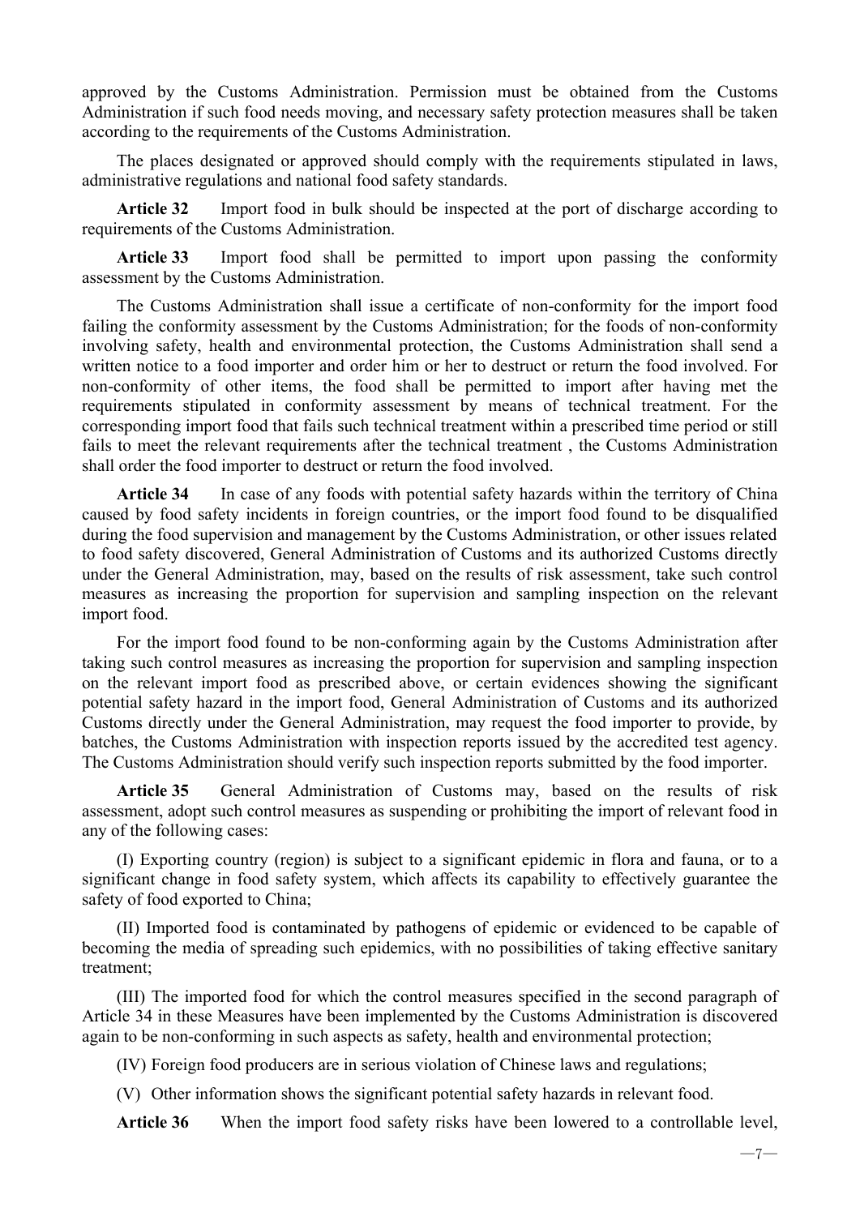approved by the Customs Administration. Permission must be obtained from the Customs Administration if such food needs moving, and necessary safety protection measures shall be taken according to the requirements of the Customs Administration.

The places designated or approved should comply with the requirements stipulated in laws, administrative regulations and national food safety standards.

**Article 32** Import food in bulk should be inspected at the port of discharge according to requirements of the Customs Administration.

**Article 33** Import food shall be permitted to import upon passing the conformity assessment by the Customs Administration.

The Customs Administration shall issue a certificate of non-conformity for the import food failing the conformity assessment by the Customs Administration; for the foods of non-conformity involving safety, health and environmental protection, the Customs Administration shall send a written notice to a food importer and order him or her to destruct or return the food involved. For non-conformity of other items, the food shall be permitted to import after having met the requirements stipulated in conformity assessment by means of technical treatment. For the corresponding import food that fails such technical treatment within a prescribed time period or still fails to meet the relevant requirements after the technical treatment , the Customs Administration shall order the food importer to destruct or return the food involved.

**Article 34** In case of any foods with potential safety hazards within the territory of China caused by food safety incidents in foreign countries, or the import food found to be disqualified during the food supervision and management by the Customs Administration, or other issues related to food safety discovered, General Administration of Customs and its authorized Customs directly under the General Administration, may, based on the results of risk assessment, take such control measures as increasing the proportion for supervision and sampling inspection on the relevant import food.

For the import food found to be non-conforming again by the Customs Administration after taking such control measures as increasing the proportion for supervision and sampling inspection on the relevant import food as prescribed above, or certain evidences showing the significant potential safety hazard in the import food, General Administration of Customs and its authorized Customs directly under the General Administration, may request the food importer to provide, by batches, the Customs Administration with inspection reports issued by the accredited test agency. The Customs Administration should verify such inspection reports submitted by the food importer.

**Article 35** General Administration of Customs may, based on the results of risk assessment, adopt such control measures as suspending or prohibiting the import of relevant food in any of the following cases:

(I) Exporting country (region) is subject to a significant epidemic in flora and fauna, or to a significant change in food safety system, which affects its capability to effectively guarantee the safety of food exported to China;

(II) Imported food is contaminated by pathogens of epidemic or evidenced to be capable of becoming the media of spreading such epidemics, with no possibilities of taking effective sanitary treatment;

(III) The imported food for which the control measures specified in the second paragraph of Article 34 in these Measures have been implemented by the Customs Administration is discovered again to be non-conforming in such aspects as safety, health and environmental protection;

(IV) Foreign food producers are in serious violation of Chinese laws and regulations;

(V) Other information shows the significant potential safety hazards in relevant food.

**Article 36** When the import food safety risks have been lowered to a controllable level,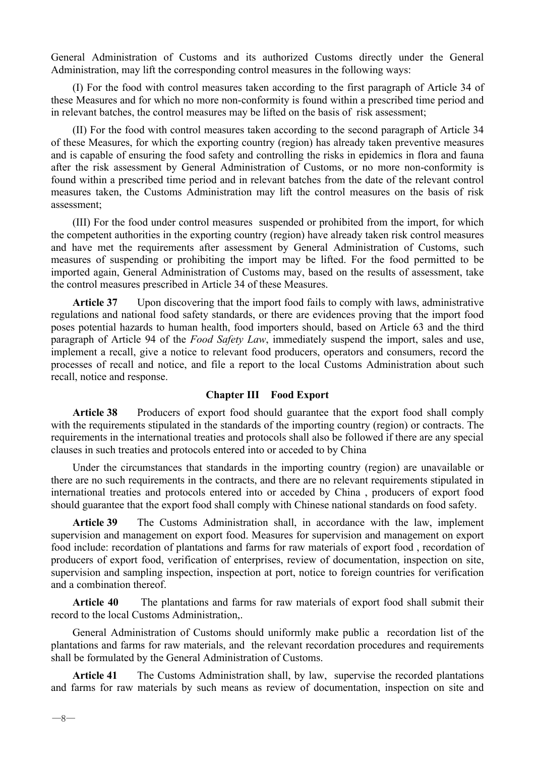General Administration of Customs and its authorized Customs directly under the General Administration, may lift the corresponding control measures in the following ways:

(I) For the food with control measures taken according to the first paragraph of Article 34 of these Measures and for which no more non-conformity is found within a prescribed time period and in relevant batches, the control measures may be lifted on the basis of risk assessment;

(II) For the food with control measures taken according to the second paragraph of Article 34 of these Measures, for which the exporting country (region) has already taken preventive measures and is capable of ensuring the food safety and controlling the risks in epidemics in flora and fauna after the risk assessment by General Administration of Customs, or no more non-conformity is found within a prescribed time period and in relevant batches from the date of the relevant control measures taken, the Customs Administration may lift the control measures on the basis of risk assessment;

(III) For the food under control measures suspended or prohibited from the import, for which the competent authorities in the exporting country (region) have already taken risk control measures and have met the requirements after assessment by General Administration of Customs, such measures of suspending or prohibiting the import may be lifted. For the food permitted to be imported again, General Administration of Customs may, based on the results of assessment, take the control measures prescribed in Article 34 of these Measures.

**Article 37** Upon discovering that the import food fails to comply with laws, administrative regulations and national food safety standards, or there are evidences proving that the import food poses potential hazards to human health, food importers should, based on Article 63 and the third paragraph of Article 94 of the *Food Safety Law*, immediately suspend the import, sales and use, implement a recall, give a notice to relevant food producers, operators and consumers, record the processes of recall and notice, and file a report to the local Customs Administration about such recall, notice and response.

## Chapter III Food Export

**Article 38** Producers of export food should guarantee that the export food shall comply with the requirements stipulated in the standards of the importing country (region) or contracts. The requirements in the international treaties and protocols shall also be followed if there are any special clauses in such treaties and protocols entered into or acceded to by China

Under the circumstances that standards in the importing country (region) are unavailable or there are no such requirements in the contracts, and there are no relevant requirements stipulated in international treaties and protocols entered into or acceded by China , producers of export food should guarantee that the export food shall comply with Chinese national standards on food safety.

**Article 39** The Customs Administration shall, in accordance with the law, implement supervision and management on export food. Measures for supervision and management on export food include: recordation of plantations and farms for raw materials of export food , recordation of producers of export food, verification of enterprises, review of documentation, inspection on site, supervision and sampling inspection, inspection at port, notice to foreign countries for verification and a combination thereof.

**Article 40** The plantations and farms for raw materials of export food shall submit their record to the local Customs Administration,.

General Administration of Customs should uniformly make public a recordation list of the plantations and farms for raw materials, and the relevant recordation procedures and requirements shall be formulated by the General Administration of Customs.

**Article 41** The Customs Administration shall, by law, supervise the recorded plantations and farms for raw materials by such means as review of documentation, inspection on site and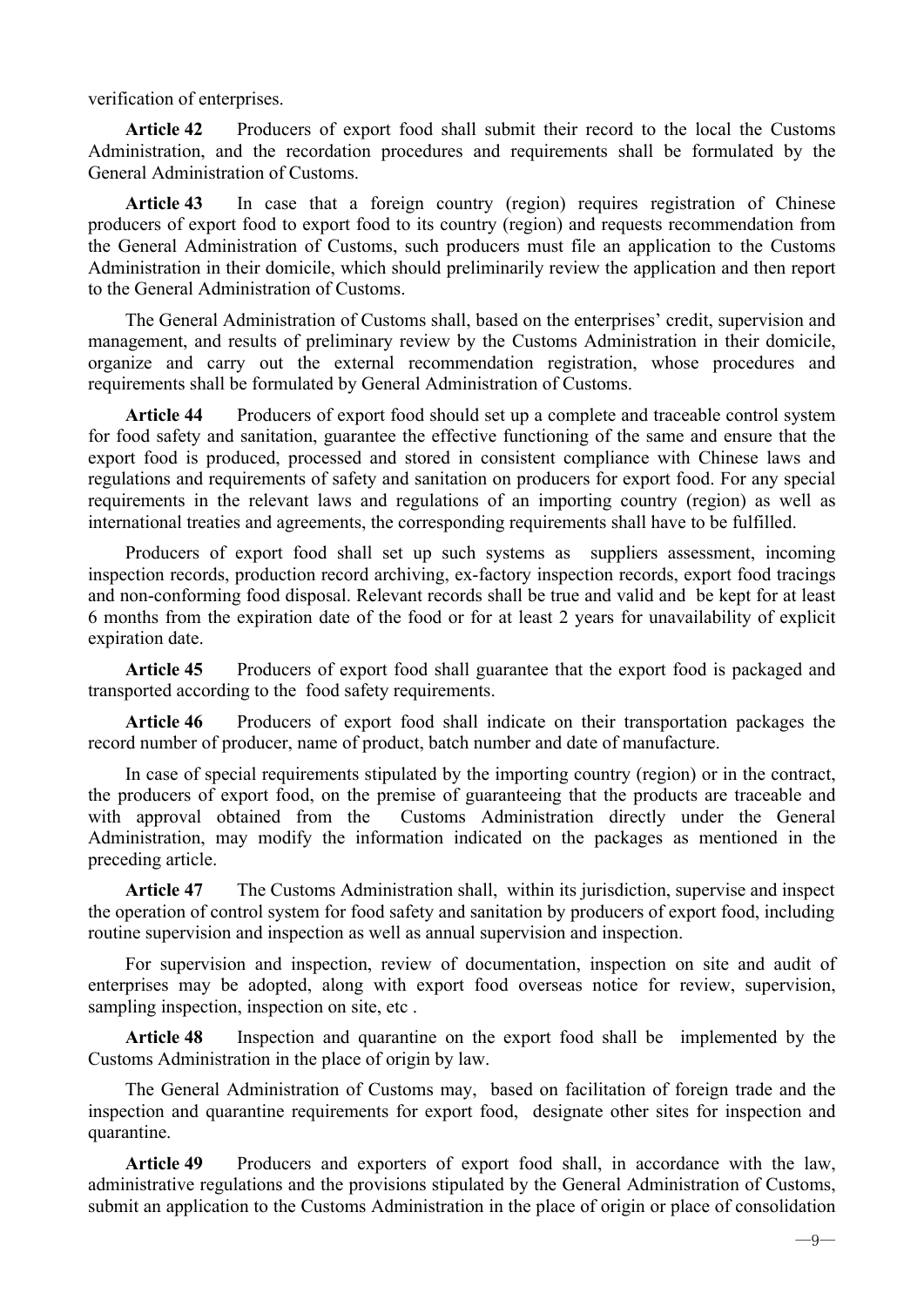verification of enterprises.

**Article 42** Producers of export food shall submit their record to the local the Customs Administration, and the recordation procedures and requirements shall be formulated by the General Administration of Customs.

**Article 43** In case that a foreign country (region) requires registration of Chinese producers of export food to export food to its country (region) and requests recommendation from the General Administration of Customs, such producers must file an application to the Customs Administration in their domicile, which should preliminarily review the application and then report to the General Administration of Customs.

The General Administration of Customs shall, based on the enterprises' credit, supervision and management, and results of preliminary review by the Customs Administration in their domicile, organize and carry out the external recommendation registration, whose procedures and requirements shall be formulated by General Administration of Customs.

**Article 44** Producers of export food should set up a complete and traceable control system for food safety and sanitation, guarantee the effective functioning of the same and ensure that the export food is produced, processed and stored in consistent compliance with Chinese laws and regulations and requirements of safety and sanitation on producers for export food. For any special requirements in the relevant laws and regulations of an importing country (region) as well as international treaties and agreements, the corresponding requirements shall have to be fulfilled.

Producers of export food shall set up such systems as suppliers assessment, incoming inspection records, production record archiving, ex-factory inspection records, export food tracings and non-conforming food disposal. Relevant records shall be true and valid and be kept for at least 6 months from the expiration date of the food or for at least 2 years for unavailability of explicit expiration date.

**Article 45** Producers of export food shall guarantee that the export food is packaged and transported according to the food safety requirements.

**Article 46** Producers of export food shall indicate on their transportation packages the record number of producer, name of product, batch number and date of manufacture.

In case of special requirements stipulated by the importing country (region) or in the contract, the producers of export food, on the premise of guaranteeing that the products are traceable and with approval obtained from the Customs Administration directly under the General Administration, may modify the information indicated on the packages as mentioned in the preceding article.

**Article 47** The Customs Administration shall, within its jurisdiction, supervise and inspect the operation of control system for food safety and sanitation by producers of export food, including routine supervision and inspection as well as annual supervision and inspection.

For supervision and inspection, review of documentation, inspection on site and audit of enterprises may be adopted, along with export food overseas notice for review, supervision, sampling inspection, inspection on site, etc .

**Article 48** Inspection and quarantine on the export food shall be implemented by the Customs Administration in the place of origin by law.

The General Administration of Customs may, based on facilitation of foreign trade and the inspection and quarantine requirements for export food, designate other sites for inspection and quarantine.

**Article 49** Producers and exporters of export food shall, in accordance with the law, administrative regulations and the provisions stipulated by the General Administration of Customs, submit an application to the Customs Administration in the place of origin or place of consolidation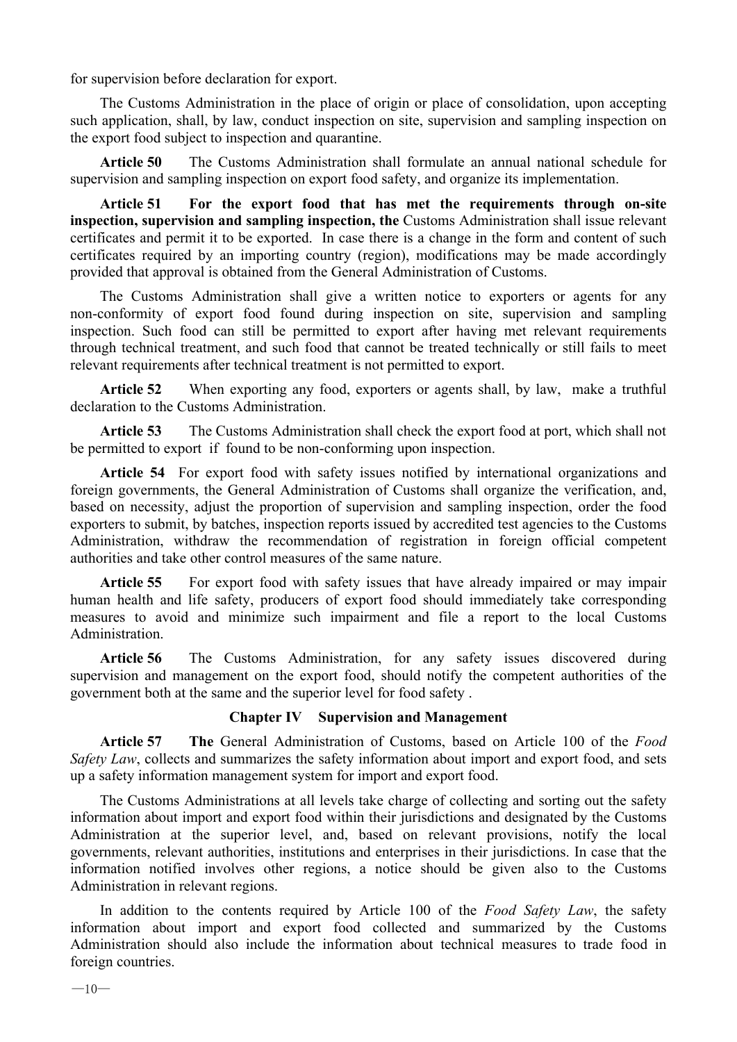for supervision before declaration for export.

The Customs Administration in the place of origin or place of consolidation, upon accepting such application, shall, by law, conduct inspection on site, supervision and sampling inspection on the export food subject to inspection and quarantine.

**Article 50** The Customs Administration shall formulate an annual national schedule for supervision and sampling inspection on export food safety, and organize its implementation.

**Article 51** **For the export food that has met the requirements through on-site inspection, supervision and sampling inspection, the** Customs Administration shall issue relevant certificates and permit it to be exported. In case there is a change in the form and content of such certificates required by an importing country (region), modifications may be made accordingly provided that approval is obtained from the General Administration of Customs.

The Customs Administration shall give a written notice to exporters or agents for any non-conformity of export food found during inspection on site, supervision and sampling inspection. Such food can still be permitted to export after having met relevant requirements through technical treatment, and such food that cannot be treated technically or still fails to meet relevant requirements after technical treatment is not permitted to export.

**Article 52** When exporting any food, exporters or agents shall, by law, make a truthful declaration to the Customs Administration.

**Article 53** The Customs Administration shall check the export food at port, which shall not be permitted to export if found to be non-conforming upon inspection.

**Article 54** For export food with safety issues notified by international organizations and foreign governments, the General Administration of Customs shall organize the verification, and, based on necessity, adjust the proportion of supervision and sampling inspection, order the food exporters to submit, by batches, inspection reports issued by accredited test agencies to the Customs Administration, withdraw the recommendation of registration in foreign official competent authorities and take other control measures of the same nature.

**Article 55** For export food with safety issues that have already impaired or may impair human health and life safety, producers of export food should immediately take corresponding measures to avoid and minimize such impairment and file a report to the local Customs Administration.

**Article 56** The Customs Administration, for any safety issues discovered during supervision and management on the export food, should notify the competent authorities of the government both at the same and the superior level for food safety .

## Chapter IV Supervision and Management

**Article 57** **The** General Administration of Customs, based on Article 100 of the *Food Safety Law*, collects and summarizes the safety information about import and export food, and sets up a safety information management system for import and export food.

The Customs Administrations at all levels take charge of collecting and sorting out the safety information about import and export food within their jurisdictions and designated by the Customs Administration at the superior level, and, based on relevant provisions, notify the local governments, relevant authorities, institutions and enterprises in their jurisdictions. In case that the information notified involves other regions, a notice should be given also to the Customs Administration in relevant regions.

In addition to the contents required by Article 100 of the *Food Safety Law*, the safety information about import and export food collected and summarized by the Customs Administration should also include the information about technical measures to trade food in foreign countries.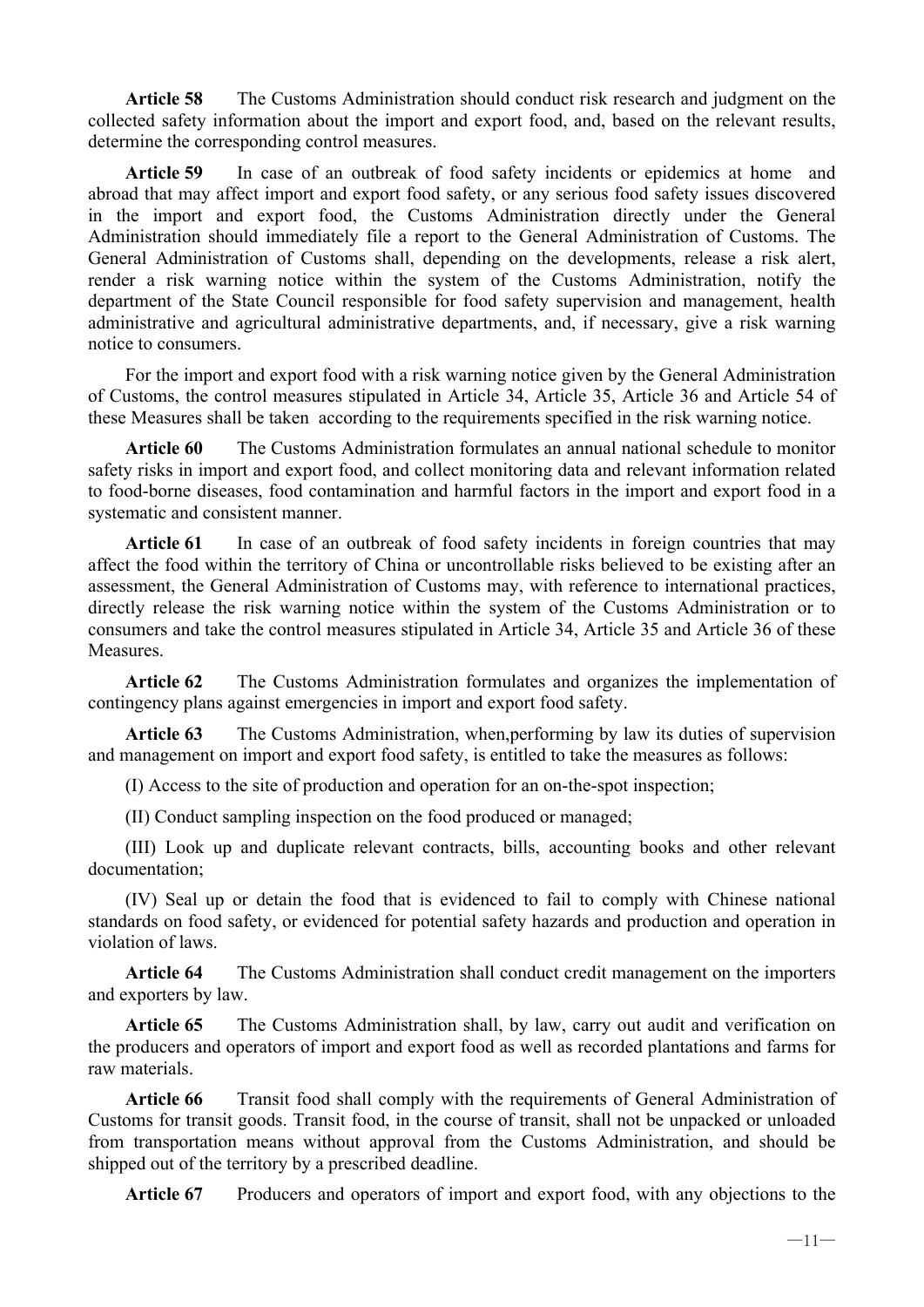**Article 58** The Customs Administration should conduct risk research and judgment on the collected safety information about the import and export food, and, based on the relevant results, determine the corresponding control measures.

**Article 59** In case of an outbreak of food safety incidents or epidemics at home and abroad that may affect import and export food safety, or any serious food safety issues discovered in the import and export food, the Customs Administration directly under the General Administration should immediately file a report to the General Administration of Customs. The General Administration of Customs shall, depending on the developments, release a risk alert, render a risk warning notice within the system of the Customs Administration, notify the department of the State Council responsible for food safety supervision and management, health administrative and agricultural administrative departments, and, if necessary, give a risk warning notice to consumers.

For the import and export food with a risk warning notice given by the General Administration of Customs, the control measures stipulated in Article 34, Article 35, Article 36 and Article 54 of these Measures shall be taken according to the requirements specified in the risk warning notice.

**Article 60** The Customs Administration formulates an annual national schedule to monitor safety risks in import and export food, and collect monitoring data and relevant information related to food-borne diseases, food contamination and harmful factors in the import and export food in a systematic and consistent manner.

**Article 61** In case of an outbreak of food safety incidents in foreign countries that may affect the food within the territory of China or uncontrollable risks believed to be existing after an assessment, the General Administration of Customs may, with reference to international practices, directly release the risk warning notice within the system of the Customs Administration or to consumers and take the control measures stipulated in Article 34, Article 35 and Article 36 of these Measures.

**Article 62** The Customs Administration formulates and organizes the implementation of contingency plans against emergencies in import and export food safety.

**Article 63** The Customs Administration, when,performing by law its duties of supervision and management on import and export food safety, is entitled to take the measures as follows:

(I) Access to the site of production and operation for an on-the-spot inspection;

(II) Conduct sampling inspection on the food produced or managed;

(III) Look up and duplicate relevant contracts, bills, accounting books and other relevant documentation;

(IV) Seal up or detain the food that is evidenced to fail to comply with Chinese national standards on food safety, or evidenced for potential safety hazards and production and operation in violation of laws.

**Article 64** The Customs Administration shall conduct credit management on the importers and exporters by law.

**Article 65** The Customs Administration shall, by law, carry out audit and verification on the producers and operators of import and export food as well as recorded plantations and farms for raw materials.

**Article 66** Transit food shall comply with the requirements of General Administration of Customs for transit goods. Transit food, in the course of transit, shall not be unpacked or unloaded from transportation means without approval from the Customs Administration, and should be shipped out of the territory by a prescribed deadline.

**Article 67** Producers and operators of import and export food, with any objections to the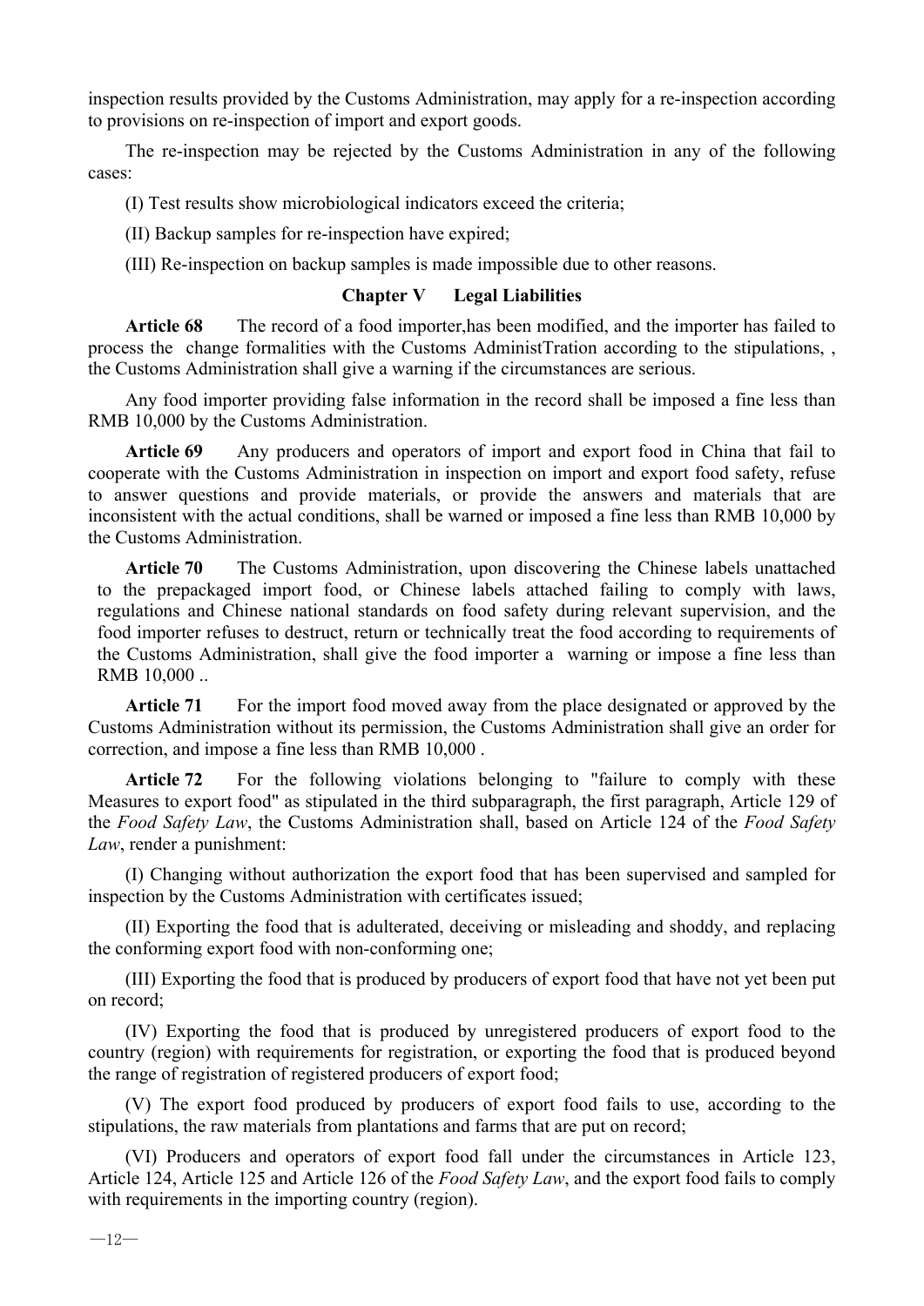inspection results provided by the Customs Administration, may apply for a re-inspection according to provisions on re-inspection of import and export goods.

The re-inspection may be rejected by the Customs Administration in any of the following cases:

(I) Test results show microbiological indicators exceed the criteria;

(II) Backup samples for re-inspection have expired;

(III) Re-inspection on backup samples is made impossible due to other reasons.

## Chapter V　Legal Liabilities

**Article 68**　The record of a food importer,has been modified, and the importer has failed to process the  change formalities with the Customs AdministTration according to the stipulations, , the Customs Administration shall give a warning if the circumstances are serious.

Any food importer providing false information in the record shall be imposed a fine less than RMB 10,000 by the Customs Administration.

**Article 69**　Any producers and operators of import and export food in China that fail to cooperate with the Customs Administration in inspection on import and export food safety, refuse to answer questions and provide materials, or provide the answers and materials that are inconsistent with the actual conditions, shall be warned or imposed a fine less than RMB 10,000 by the Customs Administration.

**Article 70**　The Customs Administration, upon discovering the Chinese labels unattached to the prepackaged import food, or Chinese labels attached failing to comply with laws, regulations and Chinese national standards on food safety during relevant supervision, and the food importer refuses to destruct, return or technically treat the food according to requirements of the Customs Administration, shall give the food importer a  warning or impose a fine less than RMB 10,000 ..

**Article 71**　For the import food moved away from the place designated or approved by the Customs Administration without its permission, the Customs Administration shall give an order for correction, and impose a fine less than RMB 10,000 .

**Article 72**　For the following violations belonging to "failure to comply with these Measures to export food" as stipulated in the third subparagraph, the first paragraph, Article 129 of the *Food Safety Law*, the Customs Administration shall, based on Article 124 of the *Food Safety Law*, render a punishment:

(I) Changing without authorization the export food that has been supervised and sampled for inspection by the Customs Administration with certificates issued;

(II) Exporting the food that is adulterated, deceiving or misleading and shoddy, and replacing the conforming export food with non-conforming one;

(III) Exporting the food that is produced by producers of export food that have not yet been put on record;

(IV) Exporting the food that is produced by unregistered producers of export food to the country (region) with requirements for registration, or exporting the food that is produced beyond the range of registration of registered producers of export food;

(V) The export food produced by producers of export food fails to use, according to the stipulations, the raw materials from plantations and farms that are put on record;

(VI) Producers and operators of export food fall under the circumstances in Article 123, Article 124, Article 125 and Article 126 of the *Food Safety Law*, and the export food fails to comply with requirements in the importing country (region).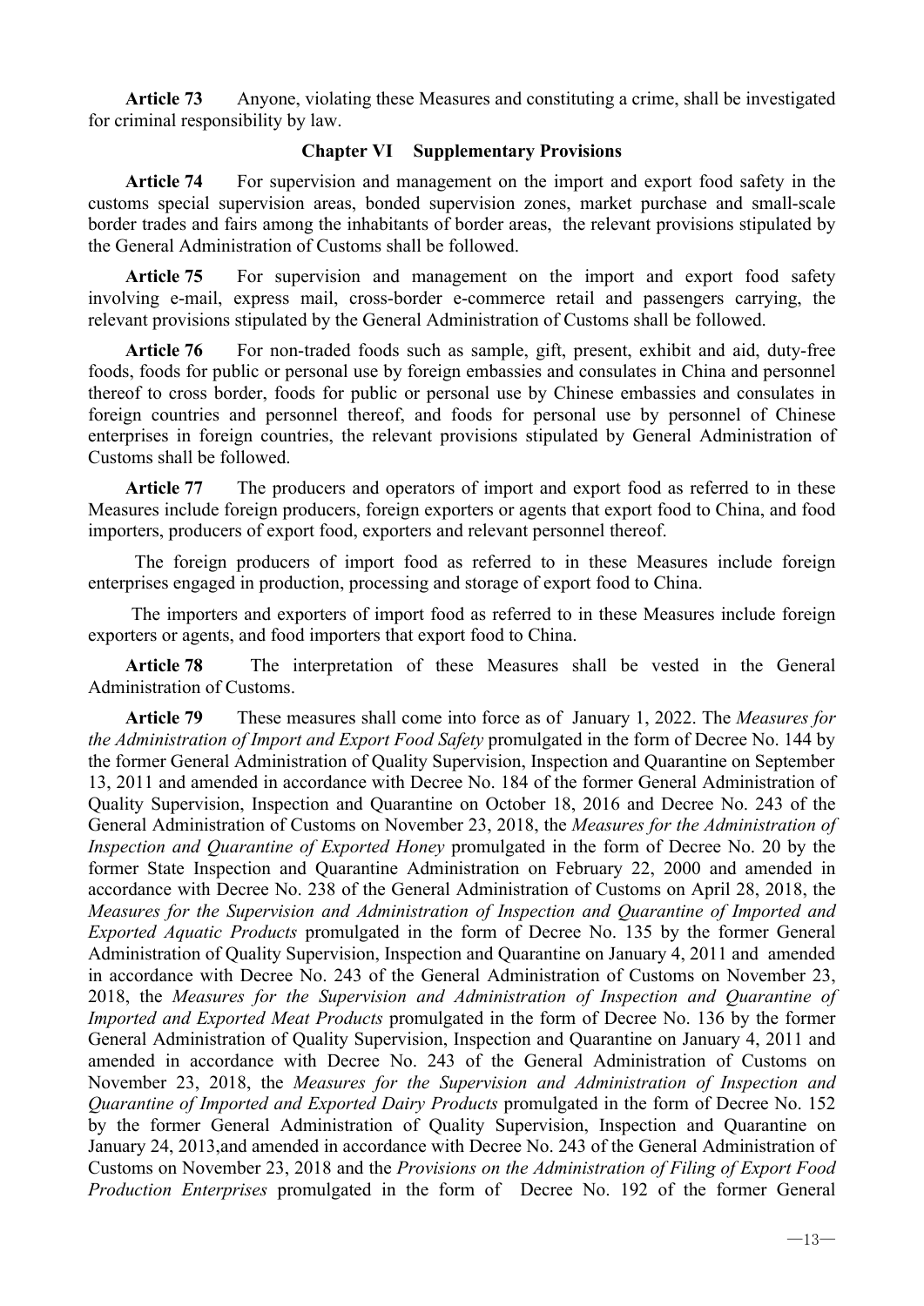**Article 73** Anyone, violating these Measures and constituting a crime, shall be investigated for criminal responsibility by law.

## Chapter VI Supplementary Provisions

**Article 74** For supervision and management on the import and export food safety in the customs special supervision areas, bonded supervision zones, market purchase and small-scale border trades and fairs among the inhabitants of border areas, the relevant provisions stipulated by the General Administration of Customs shall be followed.

**Article 75** For supervision and management on the import and export food safety involving e-mail, express mail, cross-border e-commerce retail and passengers carrying, the relevant provisions stipulated by the General Administration of Customs shall be followed.

**Article 76** For non-traded foods such as sample, gift, present, exhibit and aid, duty-free foods, foods for public or personal use by foreign embassies and consulates in China and personnel thereof to cross border, foods for public or personal use by Chinese embassies and consulates in foreign countries and personnel thereof, and foods for personal use by personnel of Chinese enterprises in foreign countries, the relevant provisions stipulated by General Administration of Customs shall be followed.

**Article 77** The producers and operators of import and export food as referred to in these Measures include foreign producers, foreign exporters or agents that export food to China, and food importers, producers of export food, exporters and relevant personnel thereof.

The foreign producers of import food as referred to in these Measures include foreign enterprises engaged in production, processing and storage of export food to China.

The importers and exporters of import food as referred to in these Measures include foreign exporters or agents, and food importers that export food to China.

**Article 78** The interpretation of these Measures shall be vested in the General Administration of Customs.

**Article 79** These measures shall come into force as of January 1, 2022. The *Measures for the Administration of Import and Export Food Safety* promulgated in the form of Decree No. 144 by the former General Administration of Quality Supervision, Inspection and Quarantine on September 13, 2011 and amended in accordance with Decree No. 184 of the former General Administration of Quality Supervision, Inspection and Quarantine on October 18, 2016 and Decree No. 243 of the General Administration of Customs on November 23, 2018, the *Measures for the Administration of Inspection and Quarantine of Exported Honey* promulgated in the form of Decree No. 20 by the former State Inspection and Quarantine Administration on February 22, 2000 and amended in accordance with Decree No. 238 of the General Administration of Customs on April 28, 2018, the *Measures for the Supervision and Administration of Inspection and Quarantine of Imported and Exported Aquatic Products* promulgated in the form of Decree No. 135 by the former General Administration of Quality Supervision, Inspection and Quarantine on January 4, 2011 and amended in accordance with Decree No. 243 of the General Administration of Customs on November 23, 2018, the *Measures for the Supervision and Administration of Inspection and Quarantine of Imported and Exported Meat Products* promulgated in the form of Decree No. 136 by the former General Administration of Quality Supervision, Inspection and Quarantine on January 4, 2011 and amended in accordance with Decree No. 243 of the General Administration of Customs on November 23, 2018, the *Measures for the Supervision and Administration of Inspection and Quarantine of Imported and Exported Dairy Products* promulgated in the form of Decree No. 152 by the former General Administration of Quality Supervision, Inspection and Quarantine on January 24, 2013,and amended in accordance with Decree No. 243 of the General Administration of Customs on November 23, 2018 and the *Provisions on the Administration of Filing of Export Food Production Enterprises* promulgated in the form of Decree No. 192 of the former General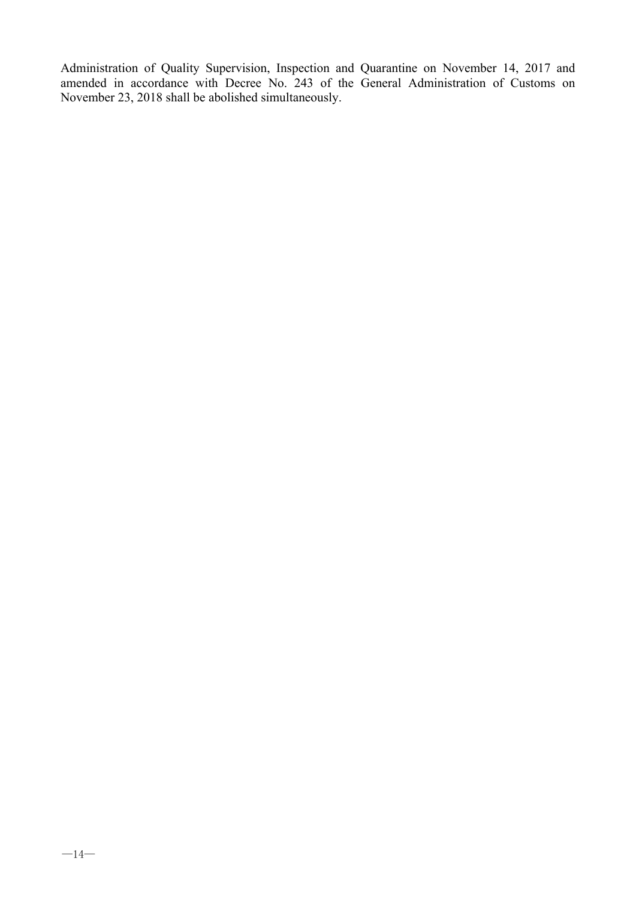Administration of Quality Supervision, Inspection and Quarantine on November 14, 2017 and amended in accordance with Decree No. 243 of the General Administration of Customs on November 23, 2018 shall be abolished simultaneously.